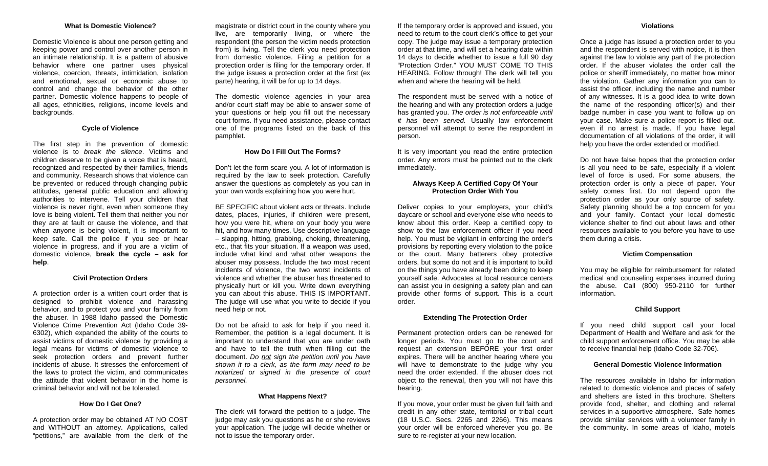### What Is Domestic Violence?

Domestic Violence is about one person getting and keeping power and control over another person in an intimate relationship. It is a pattern of abusive behavior where one partner uses physical violence, coercion, threats, intimidation, isolation and emotional, sexual or economic abuse to control and change the behavior of the other partner. Domestic violence happens to people of all ages, ethnicities, religions, income levels and backgrounds.

### Cycle of Violence

The first step in the prevention of domestic violence is to *break the silence*. Victims and children deserve to be given a voice that is heard, recognized and respected by their families, friends and community. Research shows that violence can be prevented or reduced through changing public attitudes, general public education and allowing authorities to intervene. Tell your children that violence is never right, even when someone they love is being violent. Tell them that neither you nor they are at fault or cause the violence, and that when anyone is being violent, it is important to keep safe. Call the police if you see or hear violence in progress, and if you are a victim of domestic violence, **break the cycle – ask for help**.

### Civil Protection Orders

A protection order is a written court order that is designed to prohibit violence and harassing behavior, and to protect you and your family from the abuser. In 1988 Idaho passed the Domestic Violence Crime Prevention Act (Idaho Code 39-6302), which expanded the ability of the courts to assist victims of domestic violence by providing a legal means for victims of domestic violence to seek protection orders and prevent further incidents of abuse. It stresses the enforcement of the laws to protect the victim, and communicates the attitude that violent behavior in the home is criminal behavior and will not be tolerated.

### How Do I Get One?

A protection order may be obtained AT NO COST and WITHOUT an attorney. Applications, called "petitions," are available from the clerk of the magistrate or district court in the county where you live, are temporarily living, or where the respondent (the person the victim needs protection from) is living. Tell the clerk you need protection from domestic violence. Filing a petition for a protection order is filing for the temporary order. If the judge issues a protection order at the first (ex parte) hearing, it will be for up to 14 days.

The domestic violence agencies in your area and/or court staff may be able to answer some of your questions or help you fill out the necessary court forms. If you need assistance, please contact one of the programs listed on the back of this pamphlet.

### How Do I Fill Out The Forms?

Don't let the form scare you. A lot of information is required by the law to seek protection. Carefully answer the questions as completely as you can in your own words explaining how you were hurt.

BE SPECIFIC about violent acts or threats. Include dates, places, injuries, if children were present, how you were hit, where on your body you were hit, and how many times. Use descriptive language – slapping, hitting, grabbing, choking, threatening, etc., that fits your situation. If a weapon was used, include what kind and what other weapons the abuser may possess. Include the two most recent incidents of violence, the two worst incidents of violence and whether the abuser has threatened to physically hurt or kill you. Write down everything you can about this abuse. THIS IS IMPORTANT. The judge will use what you write to decide if you need help or not.

Do not be afraid to ask for help if you need it. Remember, the petition is a legal document. It is important to understand that you are under oath and have to tell the truth when filling out the document. *Do not sign the petition until you have shown it to a clerk, as the form may need to be notarized or signed in the presence of court personnel.*

### What Happens Next?

The clerk will forward the petition to a judge. The judge may ask you questions as he or she reviews your application. The judge will decide whether or not to issue the temporary order.

If the temporary order is approved and issued, you need to return to the court clerk's office to get your copy. The judge may issue a temporary protection order at that time, and will set a hearing date within 14 days to decide whether to issue a full 90 day "Protection Order." YOU MUST COME TO THIS HEARING. Follow through! The clerk will tell you when and where the hearing will be held.

The respondent must be served with a notice of the hearing and with any protection orders a judge has granted you. *The order is not enforceable until it has been served.* Usually law enforcement personnel will attempt to serve the respondent in person.

It is very important you read the entire protection order. Any errors must be pointed out to the clerk immediately.

### Always Keep A Certified Copy Of Your Protection Order With You

Deliver copies to your employers, your child's daycare or school and everyone else who needs to know about this order. Keep a certified copy to show to the law enforcement officer if you need help. You must be vigilant in enforcing the order's provisions by reporting every violation to the police or the court. Many batterers obey protective orders, but some do not and it is important to build on the things you have already been doing to keep yourself safe. Advocates at local resource centers can assist you in designing a safety plan and can provide other forms of support. This is a court order.

### Extending The Protection Order

Permanent protection orders can be renewed for longer periods. You must go to the court and request an extension BEFORE your first order expires. There will be another hearing where you will have to demonstrate to the judge why you need the order extended. If the abuser does not object to the renewal, then you will not have this hearing.

If you move, your order must be given full faith and credit in any other state, territorial or tribal court (18 U.S.C. Secs. 2265 and 2266). This means your order will be enforced wherever you go. Be sure to re-register at your new location.

### Violations

Once a judge has issued a protection order to you and the respondent is served with notice, it is then against the law to violate any part of the protection order. If the abuser violates the order call the police or sheriff immediately, no matter how minor the violation. Gather any information you can to assist the officer, including the name and number of any witnesses. It is a good idea to write down the name of the responding officer(s) and their badge number in case you want to follow up on your case. Make sure a police report is filled out, even if no arrest is made. If you have legal documentation of all violations of the order, it will help you have the order extended or modified.

Do not have false hopes that the protection order is all you need to be safe, especially if a violent level of force is used. For some abusers, the protection order is only a piece of paper. Your safety comes first. Do not depend upon the protection order as your only source of safety. Safety planning should be a top concern for you and your family. Contact your local domestic violence shelter to find out about laws and other resources available to you before you have to use them during a crisis.

### Victim Compensation

You may be eligible for reimbursement for related medical and counseling expenses incurred during the abuse. Call (800) 950-2110 for further information.

### Child Support

If you need child support call your local Department of Health and Welfare and ask for the child support enforcement office. You may be able to receive financial help (Idaho Code 32-706).

### General Domestic Violence Information

The resources available in Idaho for information related to domestic violence and places of safety and shelters are listed in this brochure. Shelters provide food, shelter, and clothing and referral services in a supportive atmosphere. Safe homes provide similar services with a volunteer family in the community. In some areas of Idaho, motels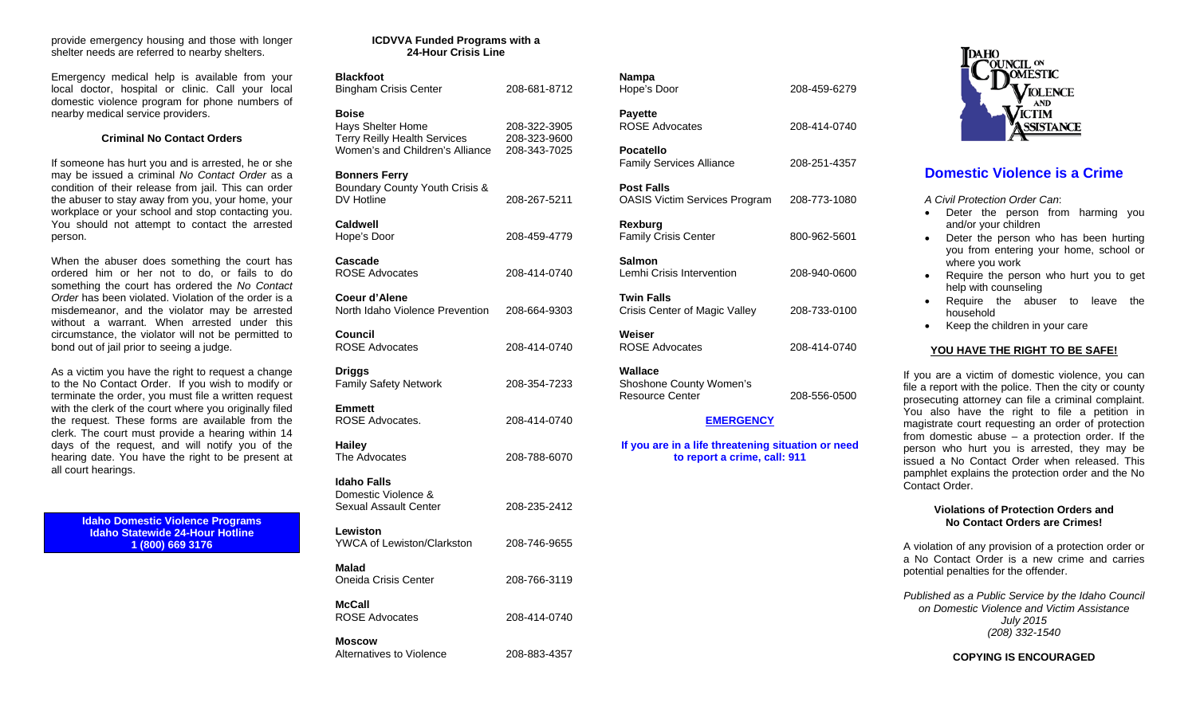provide emergency housing and those with longer shelter needs are referred to nearby shelters.

Emergency medical help is available from your local doctor, hospital or clinic. Call your local domestic violence program for phone numbers of nearby medical service providers.

### Criminal No Contact Orders

If someone has hurt you and is arrested, he or she may be issued a criminal *No Contact Order* as a condition of their release from jail. This can order the abuser to stay away from you, your home, your workplace or your school and stop contacting you. You should not attempt to contact the arrested person.

When the abuser does something the court has ordered him or her not to do, or fails to do something the court has ordered the *No Contact Order* has been violated. Violation of the order is a misdemeanor, and the violator may be arrested without a warrant. When arrested under this circumstance, the violator will not be permitted to bond out of jail prior to seeing a judge.

As a victim you have the right to request a change to the No Contact Order. If you wish to modify or terminate the order, you must file a written request with the clerk of the court where you originally filed the request. These forms are available from the clerk. The court must provide a hearing within 14 days of the request, and will notify you of the hearing date. You have the right to be present at all court hearings.

**Idaho Domestic Violence Programs**
**Idaho Statewide 24-Hour Hotline**
**1 (800) 669 3176**

### ICDVVA Funded Programs with a 24-Hour Crisis Line

**Blackfoot**
Bingham Crisis Center — 208-681-8712

**Boise**
Hays Shelter Home — 208-322-3905
Terry Reilly Health Services — 208-323-9600
Women's and Children's Alliance — 208-343-7025

**Bonners Ferry**
Boundary County Youth Crisis & DV Hotline — 208-267-5211

**Caldwell**
Hope's Door — 208-459-4779

**Cascade**
ROSE Advocates — 208-414-0740

**Coeur d'Alene**
North Idaho Violence Prevention — 208-664-9303

**Council**
ROSE Advocates — 208-414-0740

**Driggs**
Family Safety Network — 208-354-7233

**Emmett**
ROSE Advocates. — 208-414-0740

**Hailey**
The Advocates — 208-788-6070

**Idaho Falls**
Domestic Violence & Sexual Assault Center — 208-235-2412

**Lewiston**
YWCA of Lewiston/Clarkston — 208-746-9655

**Malad**
Oneida Crisis Center — 208-766-3119

**McCall**
ROSE Advocates — 208-414-0740

**Moscow**
Alternatives to Violence — 208-883-4357

**Nampa**
Hope's Door — 208-459-6279

**Payette**
ROSE Advocates — 208-414-0740

**Pocatello**
Family Services Alliance — 208-251-4357

**Post Falls**
OASIS Victim Services Program — 208-773-1080

**Rexburg**
Family Crisis Center — 800-962-5601

**Salmon**
Lemhi Crisis Intervention — 208-940-0600

**Twin Falls**
Crisis Center of Magic Valley — 208-733-0100

**Weiser**
ROSE Advocates — 208-414-0740

**Wallace**
Shoshone County Women's Resource Center — 208-556-0500

### EMERGENCY

**If you are in a life threatening situation or need to report a crime, call: 911**

IDAHO COUNCIL ON DOMESTIC VIOLENCE AND VICTIM ASSISTANCE

## Domestic Violence is a Crime

*A Civil Protection Order Can*:

- Deter the person from harming you and/or your children
- Deter the person who has been hurting you from entering your home, school or where you work
- Require the person who hurt you to get help with counseling
- Require the abuser to leave the household
- Keep the children in your care

**YOU HAVE THE RIGHT TO BE SAFE!**

If you are a victim of domestic violence, you can file a report with the police. Then the city or county prosecuting attorney can file a criminal complaint. You also have the right to file a petition in magistrate court requesting an order of protection from domestic abuse – a protection order. If the person who hurt you is arrested, they may be issued a No Contact Order when released. This pamphlet explains the protection order and the No Contact Order.

### Violations of Protection Orders and No Contact Orders are Crimes!

A violation of any provision of a protection order or a No Contact Order is a new crime and carries potential penalties for the offender.

*Published as a Public Service by the Idaho Council on Domestic Violence and Victim Assistance*
*July 2015*
*(208) 332-1540*

**COPYING IS ENCOURAGED**